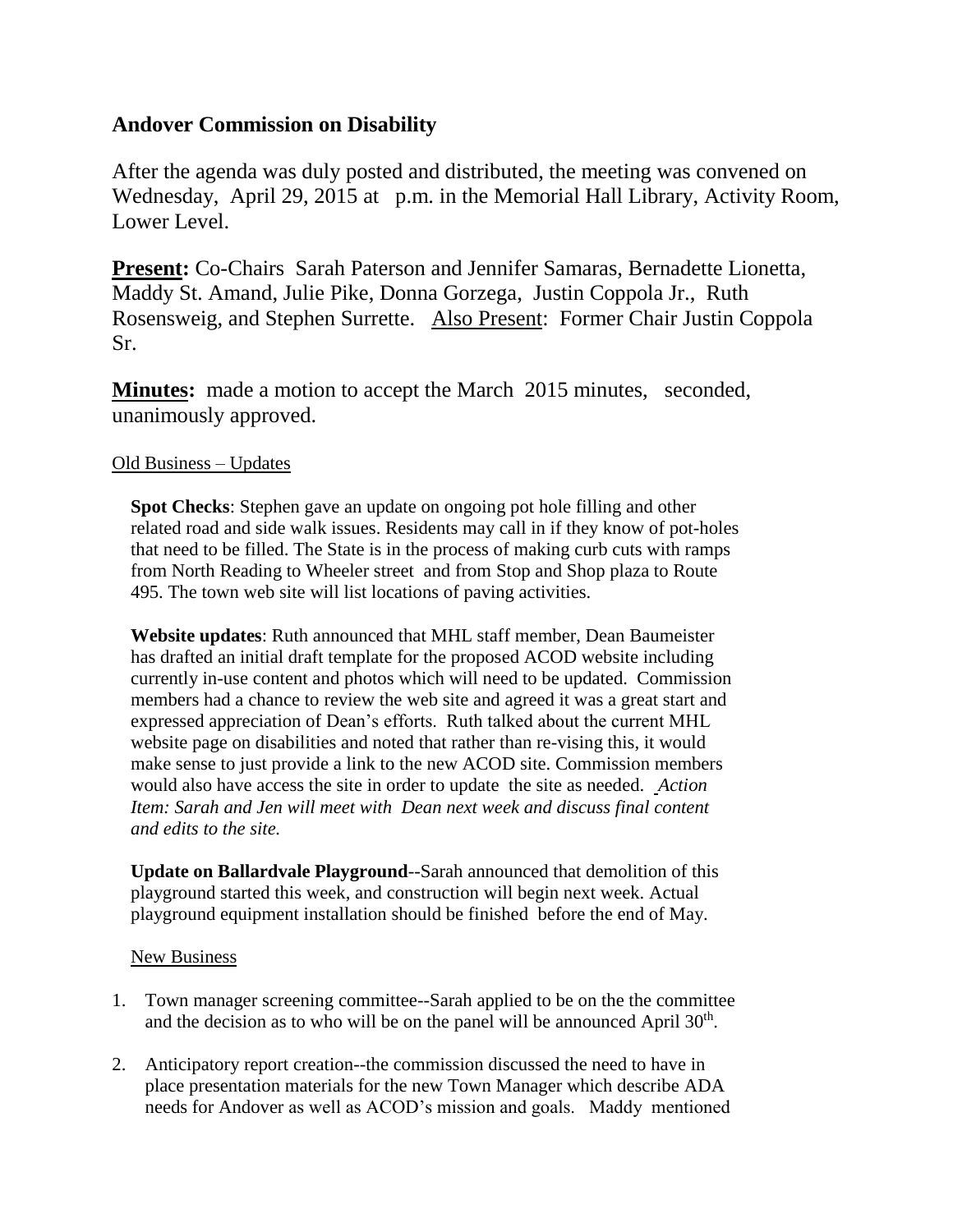## Andover Commission on Disability

After the agenda was duly posted and distributed, the meeting was convened on Wednesday, April 29, 2015 at p.m. in the Memorial Hall Library, Activity Room, Lower Level.

**Present:** Co-Chairs Sarah Paterson and Jennifer Samaras, Bernadette Lionetta, Maddy St. Amand, Julie Pike, Donna Gorzega, Justin Coppola Jr., Ruth Rosensweig, and Stephen Surrette. Also Present: Former Chair Justin Coppola Sr.

**Minutes:** made a motion to accept the March 2015 minutes, seconded, unanimously approved.

Old Business – Updates

**Spot Checks**: Stephen gave an update on ongoing pot hole filling and other related road and side walk issues. Residents may call in if they know of pot-holes that need to be filled. The State is in the process of making curb cuts with ramps from North Reading to Wheeler street and from Stop and Shop plaza to Route 495. The town web site will list locations of paving activities.

**Website updates**: Ruth announced that MHL staff member, Dean Baumeister has drafted an initial draft template for the proposed ACOD website including currently in-use content and photos which will need to be updated. Commission members had a chance to review the web site and agreed it was a great start and expressed appreciation of Dean's efforts. Ruth talked about the current MHL website page on disabilities and noted that rather than re-vising this, it would make sense to just provide a link to the new ACOD site. Commission members would also have access the site in order to update the site as needed. *Action Item: Sarah and Jen will meet with Dean next week and discuss final content and edits to the site.*

**Update on Ballardvale Playground**--Sarah announced that demolition of this playground started this week, and construction will begin next week. Actual playground equipment installation should be finished before the end of May.

New Business

1. Town manager screening committee--Sarah applied to be on the the committee and the decision as to who will be on the panel will be announced April 30th.
2. Anticipatory report creation--the commission discussed the need to have in place presentation materials for the new Town Manager which describe ADA needs for Andover as well as ACOD's mission and goals. Maddy mentioned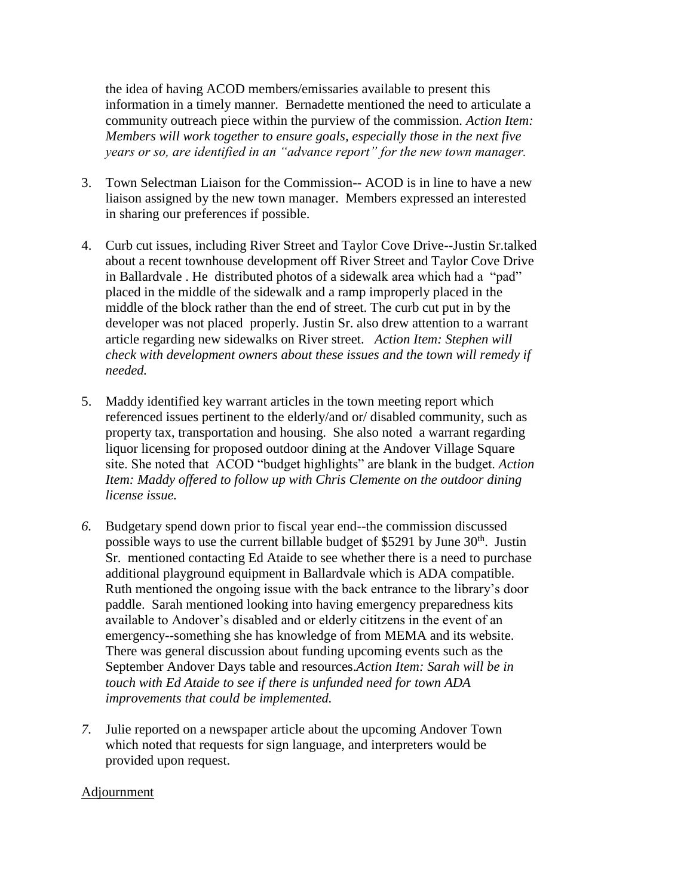the idea of having ACOD members/emissaries available to present this information in a timely manner. Bernadette mentioned the need to articulate a community outreach piece within the purview of the commission. *Action Item: Members will work together to ensure goals, especially those in the next five years or so, are identified in an "advance report" for the new town manager.*

3. Town Selectman Liaison for the Commission-- ACOD is in line to have a new liaison assigned by the new town manager. Members expressed an interested in sharing our preferences if possible.

4. Curb cut issues, including River Street and Taylor Cove Drive--Justin Sr.talked about a recent townhouse development off River Street and Taylor Cove Drive in Ballardvale . He distributed photos of a sidewalk area which had a "pad" placed in the middle of the sidewalk and a ramp improperly placed in the middle of the block rather than the end of street. The curb cut put in by the developer was not placed properly. Justin Sr. also drew attention to a warrant article regarding new sidewalks on River street. *Action Item: Stephen will check with development owners about these issues and the town will remedy if needed.*

5. Maddy identified key warrant articles in the town meeting report which referenced issues pertinent to the elderly/and or/ disabled community, such as property tax, transportation and housing. She also noted a warrant regarding liquor licensing for proposed outdoor dining at the Andover Village Square site. She noted that ACOD "budget highlights" are blank in the budget. *Action Item: Maddy offered to follow up with Chris Clemente on the outdoor dining license issue.*

6. Budgetary spend down prior to fiscal year end--the commission discussed possible ways to use the current billable budget of $5291 by June 30th. Justin Sr. mentioned contacting Ed Ataide to see whether there is a need to purchase additional playground equipment in Ballardvale which is ADA compatible. Ruth mentioned the ongoing issue with the back entrance to the library's door paddle. Sarah mentioned looking into having emergency preparedness kits available to Andover's disabled and or elderly cititzens in the event of an emergency--something she has knowledge of from MEMA and its website. There was general discussion about funding upcoming events such as the September Andover Days table and resources.*Action Item: Sarah will be in touch with Ed Ataide to see if there is unfunded need for town ADA improvements that could be implemented.*

7. Julie reported on a newspaper article about the upcoming Andover Town which noted that requests for sign language, and interpreters would be provided upon request.

<u>Adjournment</u>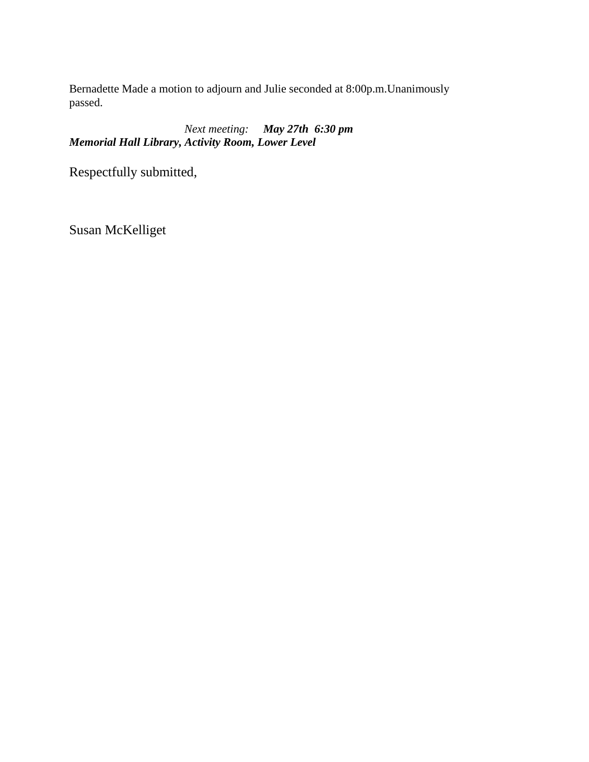Bernadette Made a motion to adjourn and Julie seconded at 8:00p.m.Unanimously passed.

*Next meeting:* ***May 27th 6:30 pm***
***Memorial Hall Library, Activity Room, Lower Level***

Respectfully submitted,

Susan McKelliget